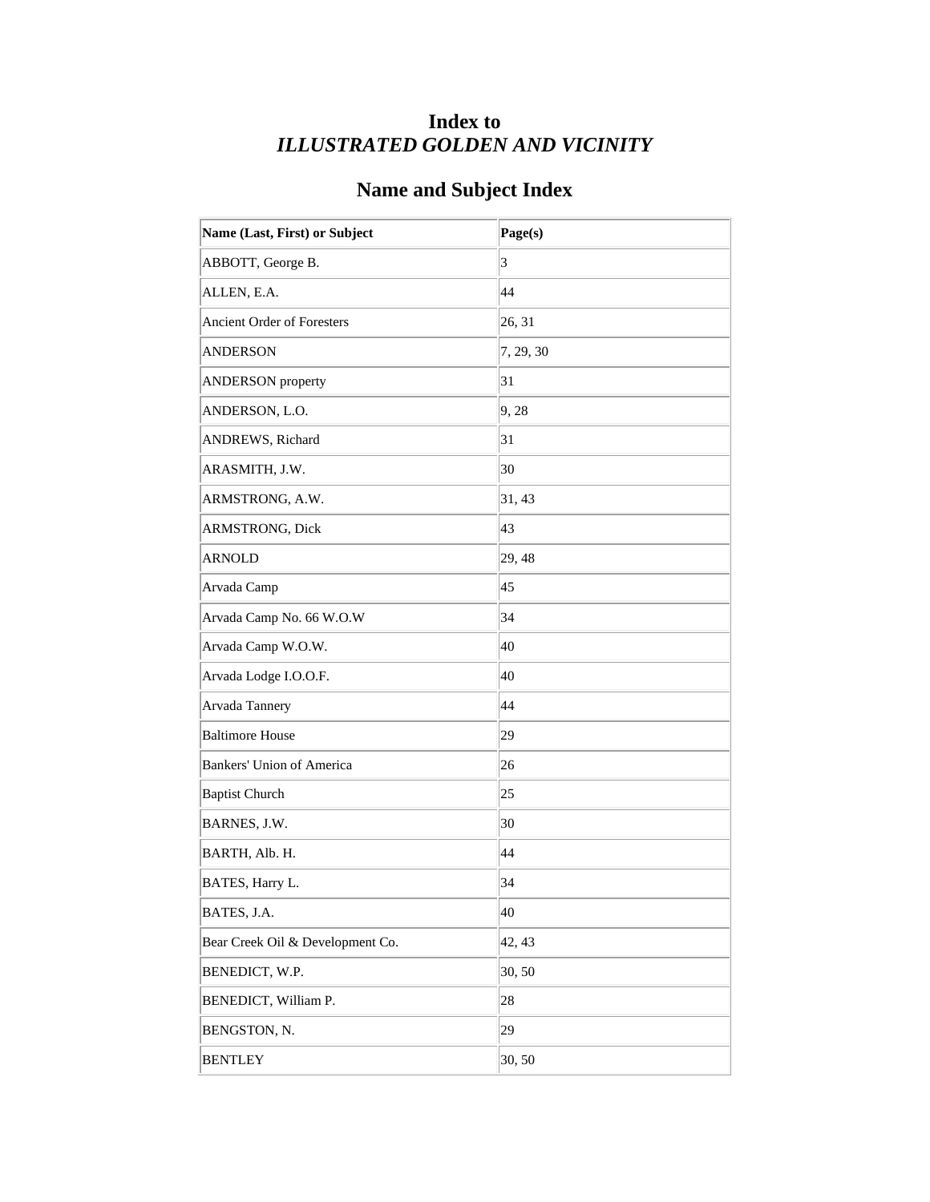# Index to
# *ILLUSTRATED GOLDEN AND VICINITY*

## Name and Subject Index

| Name (Last, First) or Subject | Page(s) |
|---|---|
| ABBOTT, George B. | 3 |
| ALLEN, E.A. | 44 |
| Ancient Order of Foresters | 26, 31 |
| ANDERSON | 7, 29, 30 |
| ANDERSON property | 31 |
| ANDERSON, L.O. | 9, 28 |
| ANDREWS, Richard | 31 |
| ARASMITH, J.W. | 30 |
| ARMSTRONG, A.W. | 31, 43 |
| ARMSTRONG, Dick | 43 |
| ARNOLD | 29, 48 |
| Arvada Camp | 45 |
| Arvada Camp No. 66 W.O.W | 34 |
| Arvada Camp W.O.W. | 40 |
| Arvada Lodge I.O.O.F. | 40 |
| Arvada Tannery | 44 |
| Baltimore House | 29 |
| Bankers' Union of America | 26 |
| Baptist Church | 25 |
| BARNES, J.W. | 30 |
| BARTH, Alb. H. | 44 |
| BATES, Harry L. | 34 |
| BATES, J.A. | 40 |
| Bear Creek Oil & Development Co. | 42, 43 |
| BENEDICT, W.P. | 30, 50 |
| BENEDICT, William P. | 28 |
| BENGSTON, N. | 29 |
| BENTLEY | 30, 50 |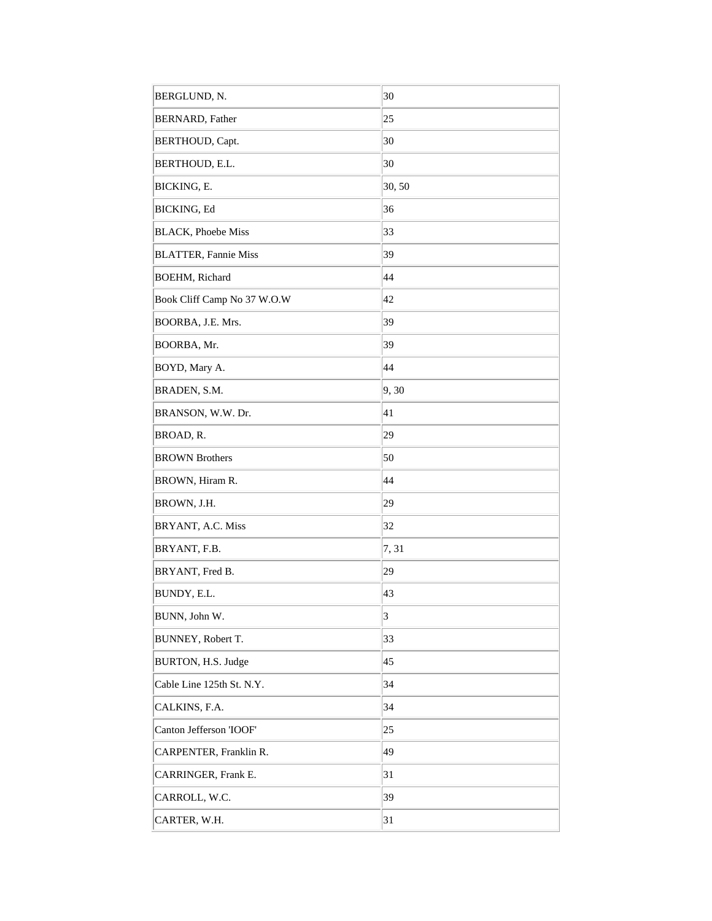| | |
|---|---|
| BERGLUND, N. | 30 |
| BERNARD, Father | 25 |
| BERTHOUD, Capt. | 30 |
| BERTHOUD, E.L. | 30 |
| BICKING, E. | 30, 50 |
| BICKING, Ed | 36 |
| BLACK, Phoebe Miss | 33 |
| BLATTER, Fannie Miss | 39 |
| BOEHM, Richard | 44 |
| Book Cliff Camp No 37 W.O.W | 42 |
| BOORBA, J.E. Mrs. | 39 |
| BOORBA, Mr. | 39 |
| BOYD, Mary A. | 44 |
| BRADEN, S.M. | 9, 30 |
| BRANSON, W.W. Dr. | 41 |
| BROAD, R. | 29 |
| BROWN Brothers | 50 |
| BROWN, Hiram R. | 44 |
| BROWN, J.H. | 29 |
| BRYANT, A.C. Miss | 32 |
| BRYANT, F.B. | 7, 31 |
| BRYANT, Fred B. | 29 |
| BUNDY, E.L. | 43 |
| BUNN, John W. | 3 |
| BUNNEY, Robert T. | 33 |
| BURTON, H.S. Judge | 45 |
| Cable Line 125th St. N.Y. | 34 |
| CALKINS, F.A. | 34 |
| Canton Jefferson 'IOOF' | 25 |
| CARPENTER, Franklin R. | 49 |
| CARRINGER, Frank E. | 31 |
| CARROLL, W.C. | 39 |
| CARTER, W.H. | 31 |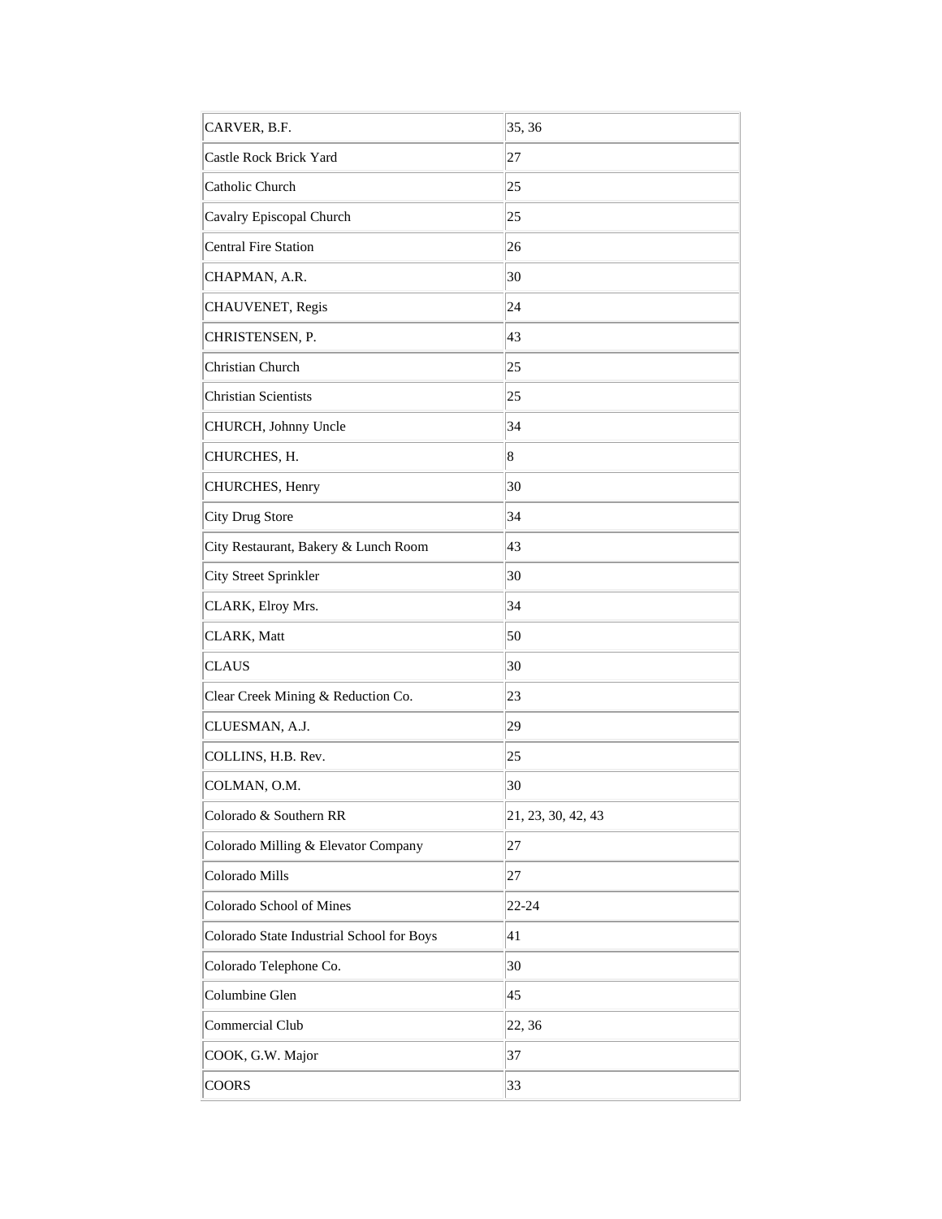| | |
|---|---|
| CARVER, B.F. | 35, 36 |
| Castle Rock Brick Yard | 27 |
| Catholic Church | 25 |
| Cavalry Episcopal Church | 25 |
| Central Fire Station | 26 |
| CHAPMAN, A.R. | 30 |
| CHAUVENET, Regis | 24 |
| CHRISTENSEN, P. | 43 |
| Christian Church | 25 |
| Christian Scientists | 25 |
| CHURCH, Johnny Uncle | 34 |
| CHURCHES, H. | 8 |
| CHURCHES, Henry | 30 |
| City Drug Store | 34 |
| City Restaurant, Bakery & Lunch Room | 43 |
| City Street Sprinkler | 30 |
| CLARK, Elroy Mrs. | 34 |
| CLARK, Matt | 50 |
| CLAUS | 30 |
| Clear Creek Mining & Reduction Co. | 23 |
| CLUESMAN, A.J. | 29 |
| COLLINS, H.B. Rev. | 25 |
| COLMAN, O.M. | 30 |
| Colorado & Southern RR | 21, 23, 30, 42, 43 |
| Colorado Milling & Elevator Company | 27 |
| Colorado Mills | 27 |
| Colorado School of Mines | 22-24 |
| Colorado State Industrial School for Boys | 41 |
| Colorado Telephone Co. | 30 |
| Columbine Glen | 45 |
| Commercial Club | 22, 36 |
| COOK, G.W. Major | 37 |
| COORS | 33 |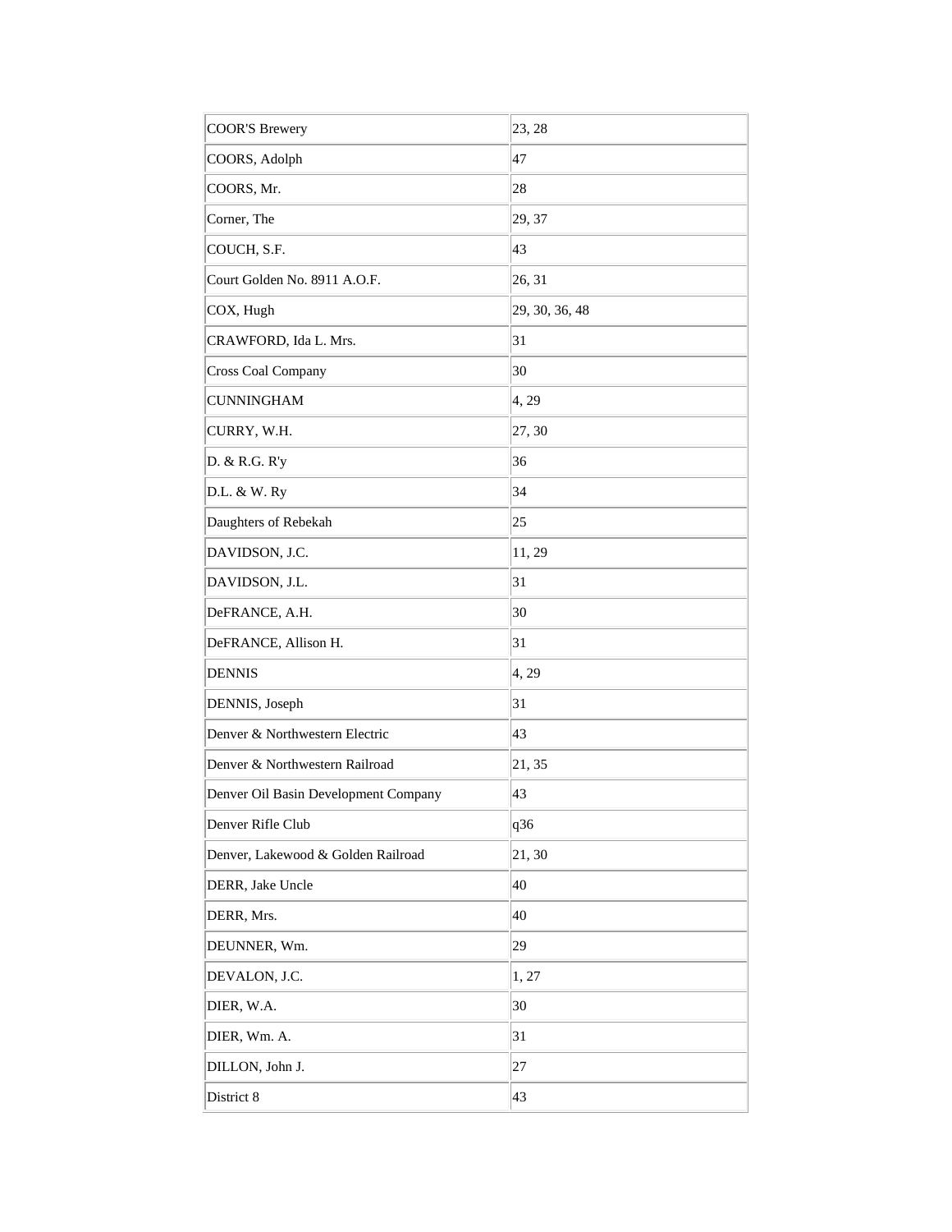| | |
|---|---|
| COOR'S Brewery | 23, 28 |
| COORS, Adolph | 47 |
| COORS, Mr. | 28 |
| Corner, The | 29, 37 |
| COUCH, S.F. | 43 |
| Court Golden No. 8911 A.O.F. | 26, 31 |
| COX, Hugh | 29, 30, 36, 48 |
| CRAWFORD, Ida L. Mrs. | 31 |
| Cross Coal Company | 30 |
| CUNNINGHAM | 4, 29 |
| CURRY, W.H. | 27, 30 |
| D. & R.G. R'y | 36 |
| D.L. & W. Ry | 34 |
| Daughters of Rebekah | 25 |
| DAVIDSON, J.C. | 11, 29 |
| DAVIDSON, J.L. | 31 |
| DeFRANCE, A.H. | 30 |
| DeFRANCE, Allison H. | 31 |
| DENNIS | 4, 29 |
| DENNIS, Joseph | 31 |
| Denver & Northwestern Electric | 43 |
| Denver & Northwestern Railroad | 21, 35 |
| Denver Oil Basin Development Company | 43 |
| Denver Rifle Club | q36 |
| Denver, Lakewood & Golden Railroad | 21, 30 |
| DERR, Jake Uncle | 40 |
| DERR, Mrs. | 40 |
| DEUNNER, Wm. | 29 |
| DEVALON, J.C. | 1, 27 |
| DIER, W.A. | 30 |
| DIER, Wm. A. | 31 |
| DILLON, John J. | 27 |
| District 8 | 43 |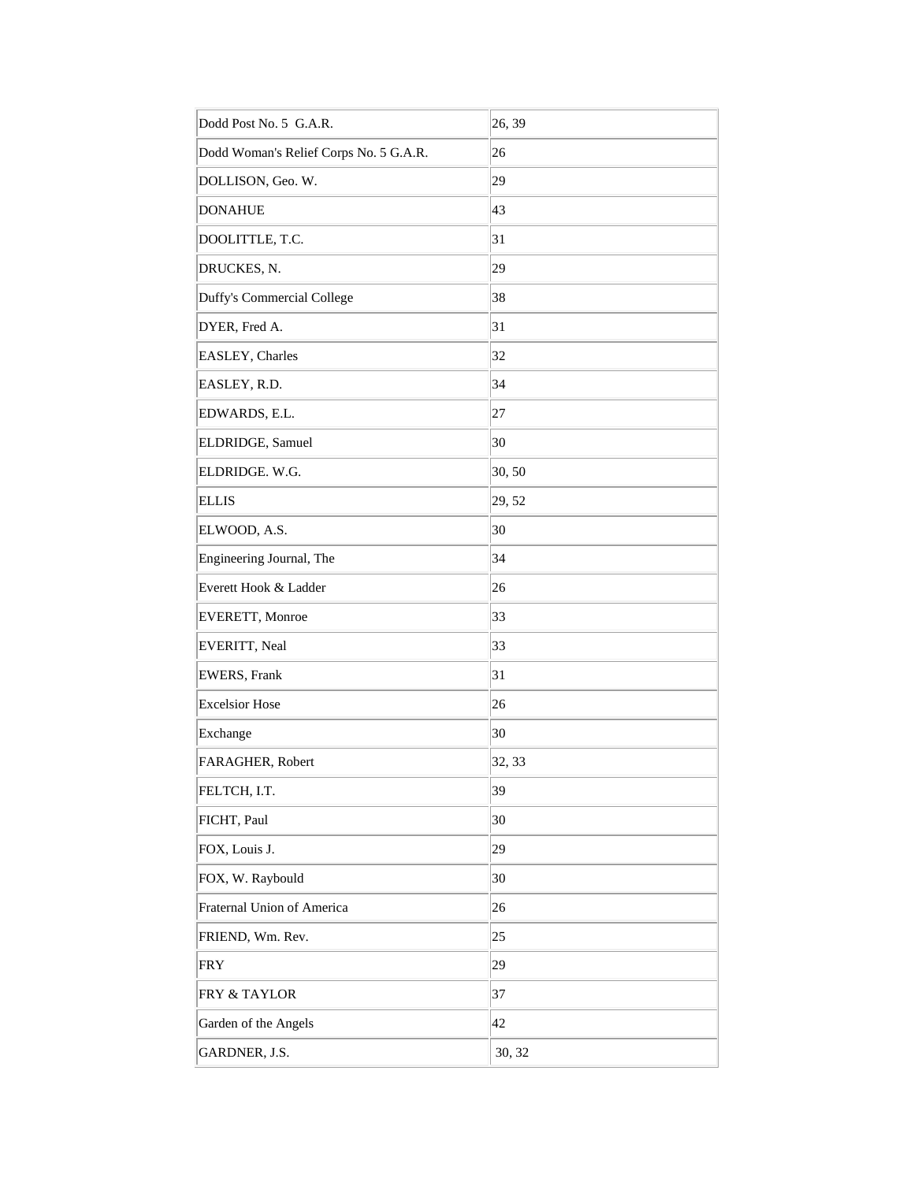| | |
|---|---|
| Dodd Post No. 5 G.A.R. | 26, 39 |
| Dodd Woman's Relief Corps No. 5 G.A.R. | 26 |
| DOLLISON, Geo. W. | 29 |
| DONAHUE | 43 |
| DOOLITTLE, T.C. | 31 |
| DRUCKES, N. | 29 |
| Duffy's Commercial College | 38 |
| DYER, Fred A. | 31 |
| EASLEY, Charles | 32 |
| EASLEY, R.D. | 34 |
| EDWARDS, E.L. | 27 |
| ELDRIDGE, Samuel | 30 |
| ELDRIDGE. W.G. | 30, 50 |
| ELLIS | 29, 52 |
| ELWOOD, A.S. | 30 |
| Engineering Journal, The | 34 |
| Everett Hook & Ladder | 26 |
| EVERETT, Monroe | 33 |
| EVERITT, Neal | 33 |
| EWERS, Frank | 31 |
| Excelsior Hose | 26 |
| Exchange | 30 |
| FARAGHER, Robert | 32, 33 |
| FELTCH, I.T. | 39 |
| FICHT, Paul | 30 |
| FOX, Louis J. | 29 |
| FOX, W. Raybould | 30 |
| Fraternal Union of America | 26 |
| FRIEND, Wm. Rev. | 25 |
| FRY | 29 |
| FRY & TAYLOR | 37 |
| Garden of the Angels | 42 |
| GARDNER, J.S. | 30, 32 |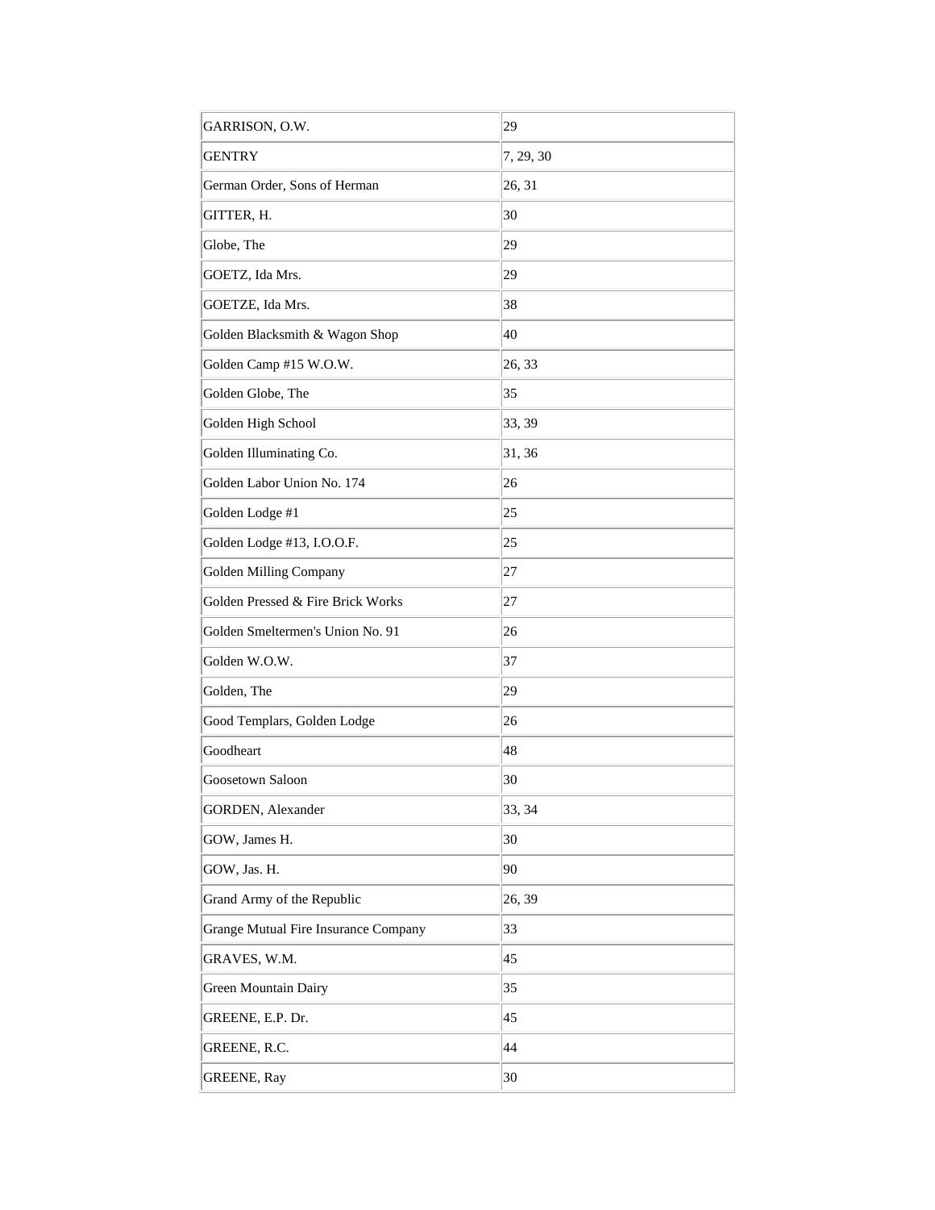| GARRISON, O.W. | 29 |
|---|---|
| GENTRY | 7, 29, 30 |
| German Order, Sons of Herman | 26, 31 |
| GITTER, H. | 30 |
| Globe, The | 29 |
| GOETZ, Ida Mrs. | 29 |
| GOETZE, Ida Mrs. | 38 |
| Golden Blacksmith & Wagon Shop | 40 |
| Golden Camp #15 W.O.W. | 26, 33 |
| Golden Globe, The | 35 |
| Golden High School | 33, 39 |
| Golden Illuminating Co. | 31, 36 |
| Golden Labor Union No. 174 | 26 |
| Golden Lodge #1 | 25 |
| Golden Lodge #13, I.O.O.F. | 25 |
| Golden Milling Company | 27 |
| Golden Pressed & Fire Brick Works | 27 |
| Golden Smeltermen's Union No. 91 | 26 |
| Golden W.O.W. | 37 |
| Golden, The | 29 |
| Good Templars, Golden Lodge | 26 |
| Goodheart | 48 |
| Goosetown Saloon | 30 |
| GORDEN, Alexander | 33, 34 |
| GOW, James H. | 30 |
| GOW, Jas. H. | 90 |
| Grand Army of the Republic | 26, 39 |
| Grange Mutual Fire Insurance Company | 33 |
| GRAVES, W.M. | 45 |
| Green Mountain Dairy | 35 |
| GREENE, E.P. Dr. | 45 |
| GREENE, R.C. | 44 |
| GREENE, Ray | 30 |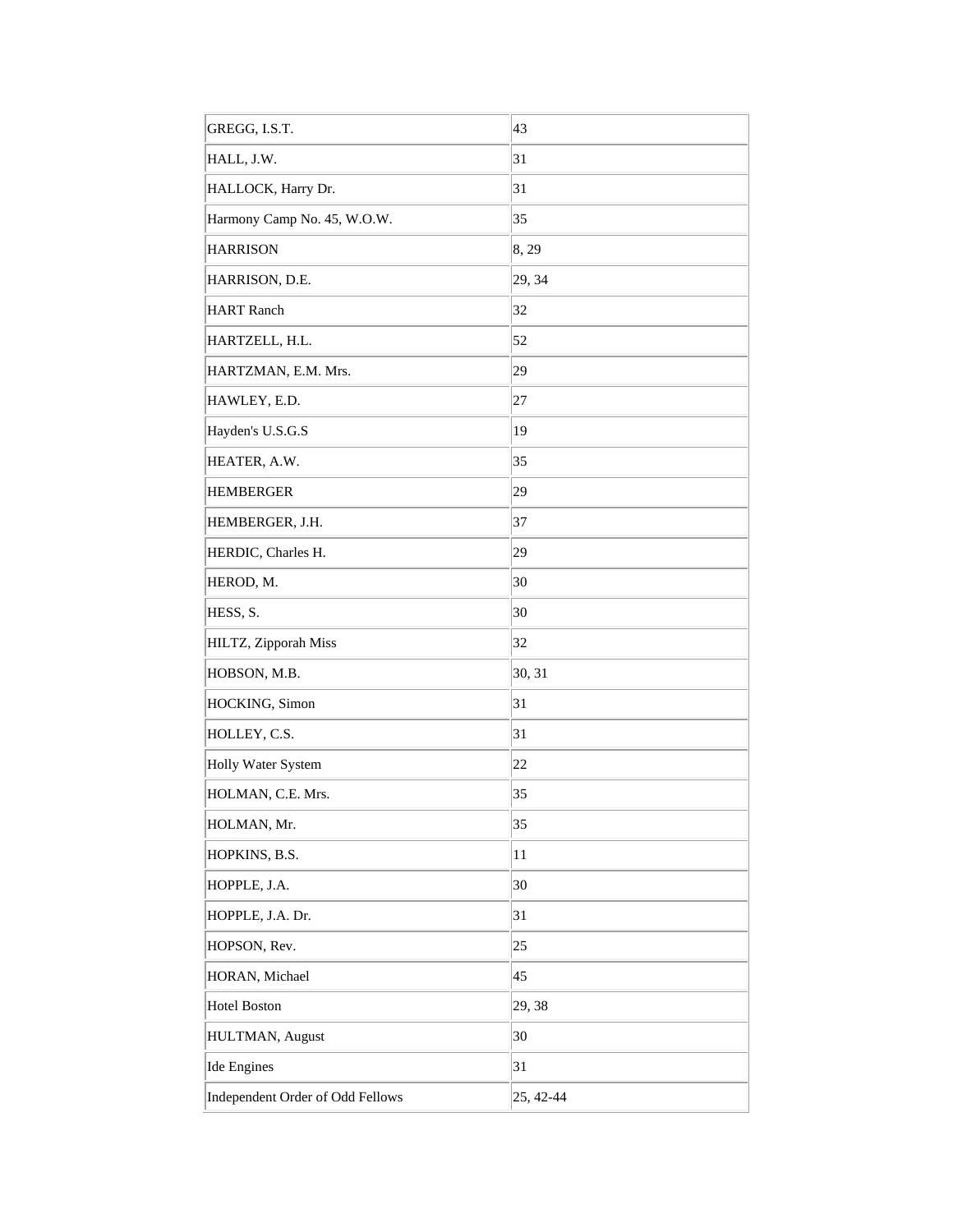| | |
|---|---|
| GREGG, I.S.T. | 43 |
| HALL, J.W. | 31 |
| HALLOCK, Harry Dr. | 31 |
| Harmony Camp No. 45, W.O.W. | 35 |
| HARRISON | 8, 29 |
| HARRISON, D.E. | 29, 34 |
| HART Ranch | 32 |
| HARTZELL, H.L. | 52 |
| HARTZMAN, E.M. Mrs. | 29 |
| HAWLEY, E.D. | 27 |
| Hayden's U.S.G.S | 19 |
| HEATER, A.W. | 35 |
| HEMBERGER | 29 |
| HEMBERGER, J.H. | 37 |
| HERDIC, Charles H. | 29 |
| HEROD, M. | 30 |
| HESS, S. | 30 |
| HILTZ, Zipporah Miss | 32 |
| HOBSON, M.B. | 30, 31 |
| HOCKING, Simon | 31 |
| HOLLEY, C.S. | 31 |
| Holly Water System | 22 |
| HOLMAN, C.E. Mrs. | 35 |
| HOLMAN, Mr. | 35 |
| HOPKINS, B.S. | 11 |
| HOPPLE, J.A. | 30 |
| HOPPLE, J.A. Dr. | 31 |
| HOPSON, Rev. | 25 |
| HORAN, Michael | 45 |
| Hotel Boston | 29, 38 |
| HULTMAN, August | 30 |
| Ide Engines | 31 |
| Independent Order of Odd Fellows | 25, 42-44 |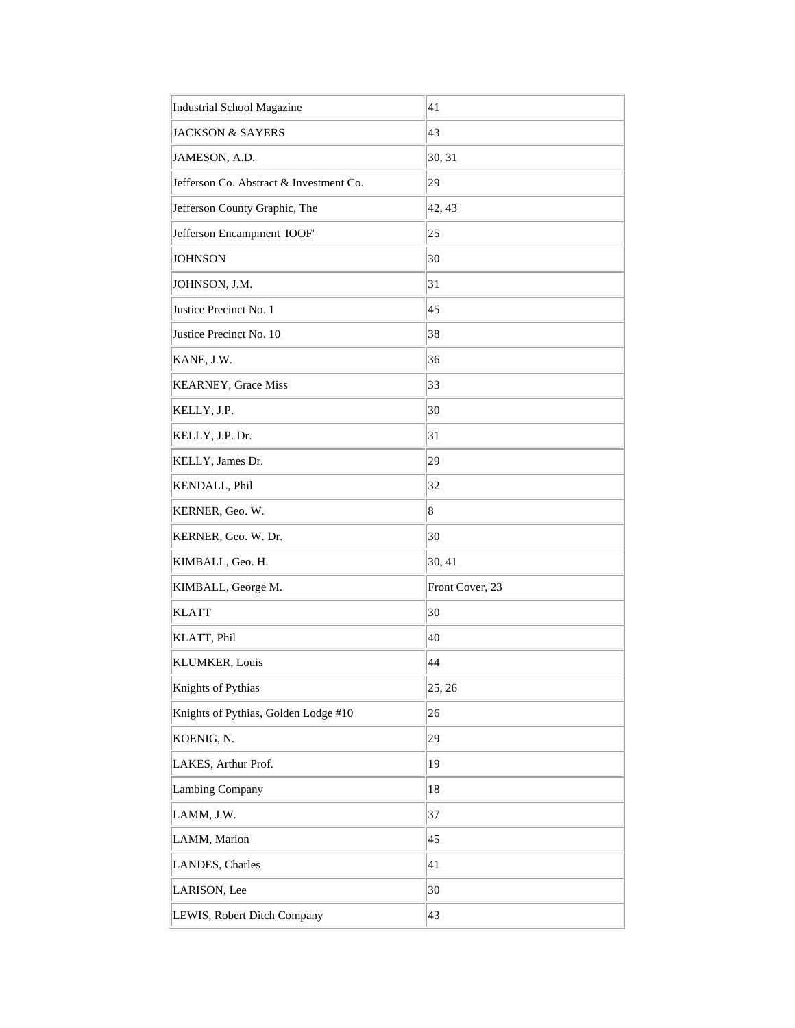| | |
|---|---|
| Industrial School Magazine | 41 |
| JACKSON & SAYERS | 43 |
| JAMESON, A.D. | 30, 31 |
| Jefferson Co. Abstract & Investment Co. | 29 |
| Jefferson County Graphic, The | 42, 43 |
| Jefferson Encampment 'IOOF' | 25 |
| JOHNSON | 30 |
| JOHNSON, J.M. | 31 |
| Justice Precinct No. 1 | 45 |
| Justice Precinct No. 10 | 38 |
| KANE, J.W. | 36 |
| KEARNEY, Grace Miss | 33 |
| KELLY, J.P. | 30 |
| KELLY, J.P. Dr. | 31 |
| KELLY, James Dr. | 29 |
| KENDALL, Phil | 32 |
| KERNER, Geo. W. | 8 |
| KERNER, Geo. W. Dr. | 30 |
| KIMBALL, Geo. H. | 30, 41 |
| KIMBALL, George M. | Front Cover, 23 |
| KLATT | 30 |
| KLATT, Phil | 40 |
| KLUMKER, Louis | 44 |
| Knights of Pythias | 25, 26 |
| Knights of Pythias, Golden Lodge #10 | 26 |
| KOENIG, N. | 29 |
| LAKES, Arthur Prof. | 19 |
| Lambing Company | 18 |
| LAMM, J.W. | 37 |
| LAMM, Marion | 45 |
| LANDES, Charles | 41 |
| LARISON, Lee | 30 |
| LEWIS, Robert Ditch Company | 43 |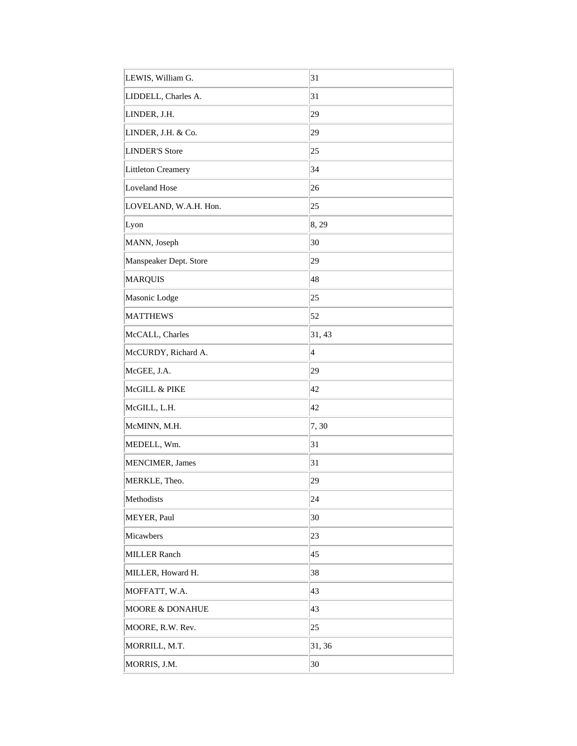| | |
|---|---|
| LEWIS, William G. | 31 |
| LIDDELL, Charles A. | 31 |
| LINDER, J.H. | 29 |
| LINDER, J.H. & Co. | 29 |
| LINDER'S Store | 25 |
| Littleton Creamery | 34 |
| Loveland Hose | 26 |
| LOVELAND, W.A.H. Hon. | 25 |
| Lyon | 8, 29 |
| MANN, Joseph | 30 |
| Manspeaker Dept. Store | 29 |
| MARQUIS | 48 |
| Masonic Lodge | 25 |
| MATTHEWS | 52 |
| McCALL, Charles | 31, 43 |
| McCURDY, Richard A. | 4 |
| McGEE, J.A. | 29 |
| McGILL & PIKE | 42 |
| McGILL, L.H. | 42 |
| McMINN, M.H. | 7, 30 |
| MEDELL, Wm. | 31 |
| MENCIMER, James | 31 |
| MERKLE, Theo. | 29 |
| Methodists | 24 |
| MEYER, Paul | 30 |
| Micawbers | 23 |
| MILLER Ranch | 45 |
| MILLER, Howard H. | 38 |
| MOFFATT, W.A. | 43 |
| MOORE & DONAHUE | 43 |
| MOORE, R.W. Rev. | 25 |
| MORRILL, M.T. | 31, 36 |
| MORRIS, J.M. | 30 |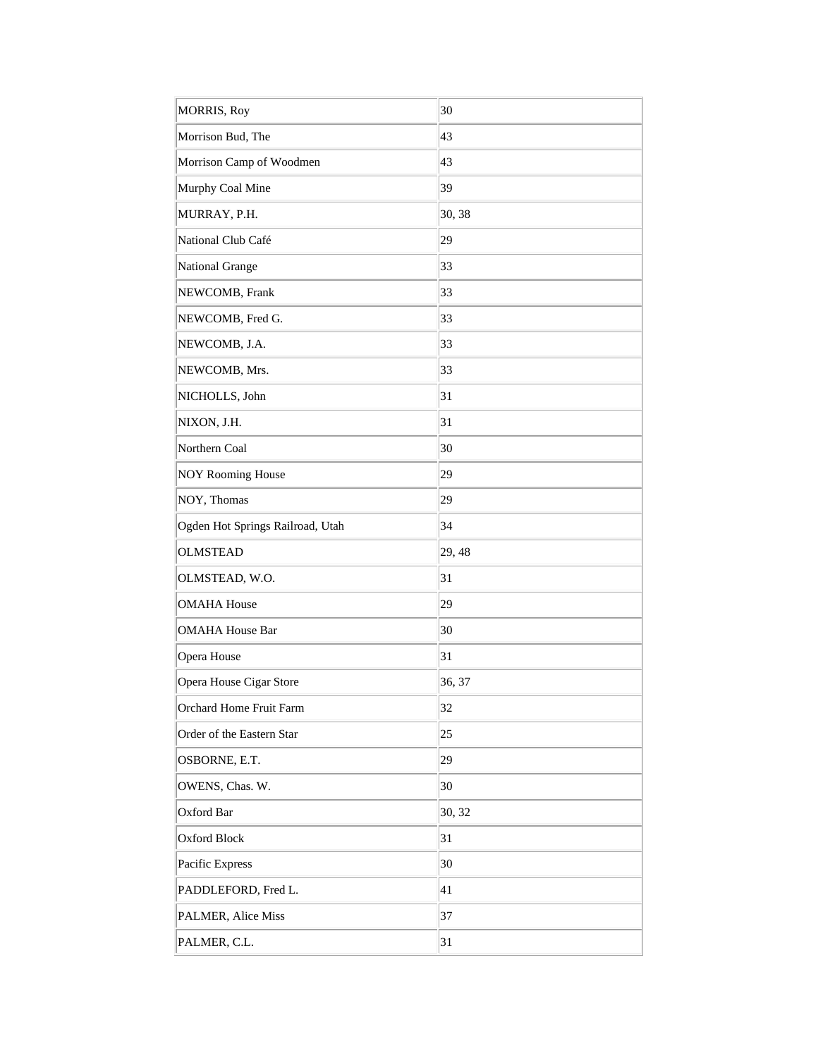| MORRIS, Roy | 30 |
|---|---|
| Morrison Bud, The | 43 |
| Morrison Camp of Woodmen | 43 |
| Murphy Coal Mine | 39 |
| MURRAY, P.H. | 30, 38 |
| National Club Café | 29 |
| National Grange | 33 |
| NEWCOMB, Frank | 33 |
| NEWCOMB, Fred G. | 33 |
| NEWCOMB, J.A. | 33 |
| NEWCOMB, Mrs. | 33 |
| NICHOLLS, John | 31 |
| NIXON, J.H. | 31 |
| Northern Coal | 30 |
| NOY Rooming House | 29 |
| NOY, Thomas | 29 |
| Ogden Hot Springs Railroad, Utah | 34 |
| OLMSTEAD | 29, 48 |
| OLMSTEAD, W.O. | 31 |
| OMAHA House | 29 |
| OMAHA House Bar | 30 |
| Opera House | 31 |
| Opera House Cigar Store | 36, 37 |
| Orchard Home Fruit Farm | 32 |
| Order of the Eastern Star | 25 |
| OSBORNE, E.T. | 29 |
| OWENS, Chas. W. | 30 |
| Oxford Bar | 30, 32 |
| Oxford Block | 31 |
| Pacific Express | 30 |
| PADDLEFORD, Fred L. | 41 |
| PALMER, Alice Miss | 37 |
| PALMER, C.L. | 31 |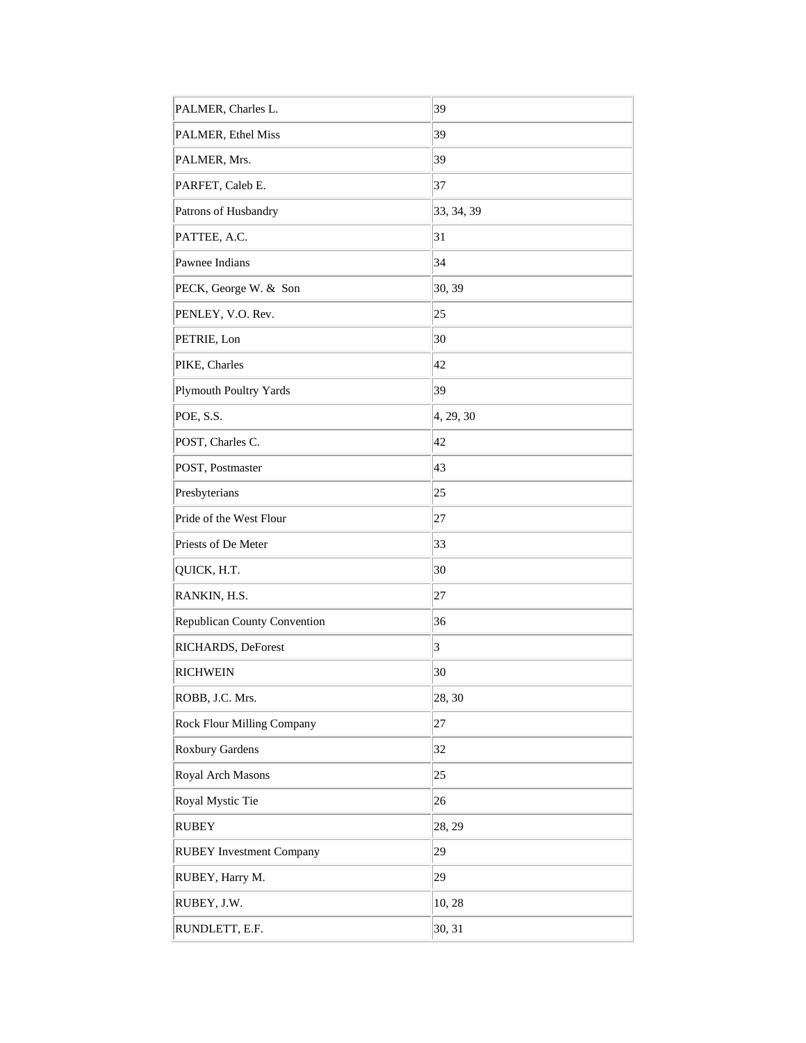| | |
|---|---|
| PALMER, Charles L. | 39 |
| PALMER, Ethel Miss | 39 |
| PALMER, Mrs. | 39 |
| PARFET, Caleb E. | 37 |
| Patrons of Husbandry | 33, 34, 39 |
| PATTEE, A.C. | 31 |
| Pawnee Indians | 34 |
| PECK, George W. &  Son | 30, 39 |
| PENLEY, V.O. Rev. | 25 |
| PETRIE, Lon | 30 |
| PIKE, Charles | 42 |
| Plymouth Poultry Yards | 39 |
| POE, S.S. | 4, 29, 30 |
| POST, Charles C. | 42 |
| POST, Postmaster | 43 |
| Presbyterians | 25 |
| Pride of the West Flour | 27 |
| Priests of De Meter | 33 |
| QUICK, H.T. | 30 |
| RANKIN, H.S. | 27 |
| Republican County Convention | 36 |
| RICHARDS, DeForest | 3 |
| RICHWEIN | 30 |
| ROBB, J.C. Mrs. | 28, 30 |
| Rock Flour Milling Company | 27 |
| Roxbury Gardens | 32 |
| Royal Arch Masons | 25 |
| Royal Mystic Tie | 26 |
| RUBEY | 28, 29 |
| RUBEY Investment Company | 29 |
| RUBEY, Harry M. | 29 |
| RUBEY, J.W. | 10, 28 |
| RUNDLETT, E.F. | 30, 31 |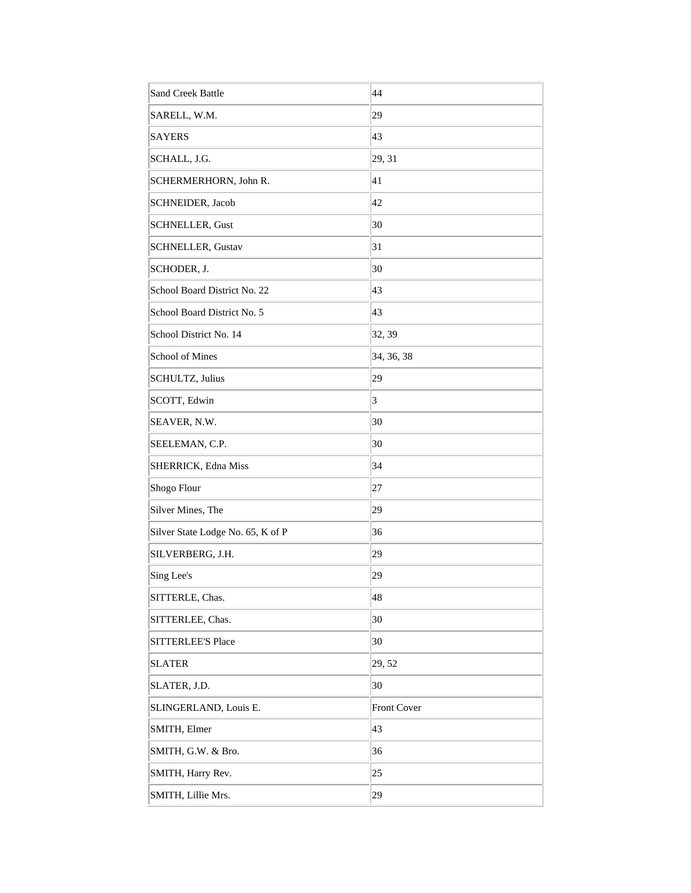| | |
|---|---|
| Sand Creek Battle | 44 |
| SARELL, W.M. | 29 |
| SAYERS | 43 |
| SCHALL, J.G. | 29, 31 |
| SCHERMERHORN, John R. | 41 |
| SCHNEIDER, Jacob | 42 |
| SCHNELLER, Gust | 30 |
| SCHNELLER, Gustav | 31 |
| SCHODER, J. | 30 |
| School Board District No. 22 | 43 |
| School Board District No. 5 | 43 |
| School District No. 14 | 32, 39 |
| School of Mines | 34, 36, 38 |
| SCHULTZ, Julius | 29 |
| SCOTT, Edwin | 3 |
| SEAVER, N.W. | 30 |
| SEELEMAN, C.P. | 30 |
| SHERRICK, Edna Miss | 34 |
| Shogo Flour | 27 |
| Silver Mines, The | 29 |
| Silver State Lodge No. 65, K of P | 36 |
| SILVERBERG, J.H. | 29 |
| Sing Lee's | 29 |
| SITTERLE, Chas. | 48 |
| SITTERLEE, Chas. | 30 |
| SITTERLEE'S Place | 30 |
| SLATER | 29, 52 |
| SLATER, J.D. | 30 |
| SLINGERLAND, Louis E. | Front Cover |
| SMITH, Elmer | 43 |
| SMITH, G.W. & Bro. | 36 |
| SMITH, Harry Rev. | 25 |
| SMITH, Lillie Mrs. | 29 |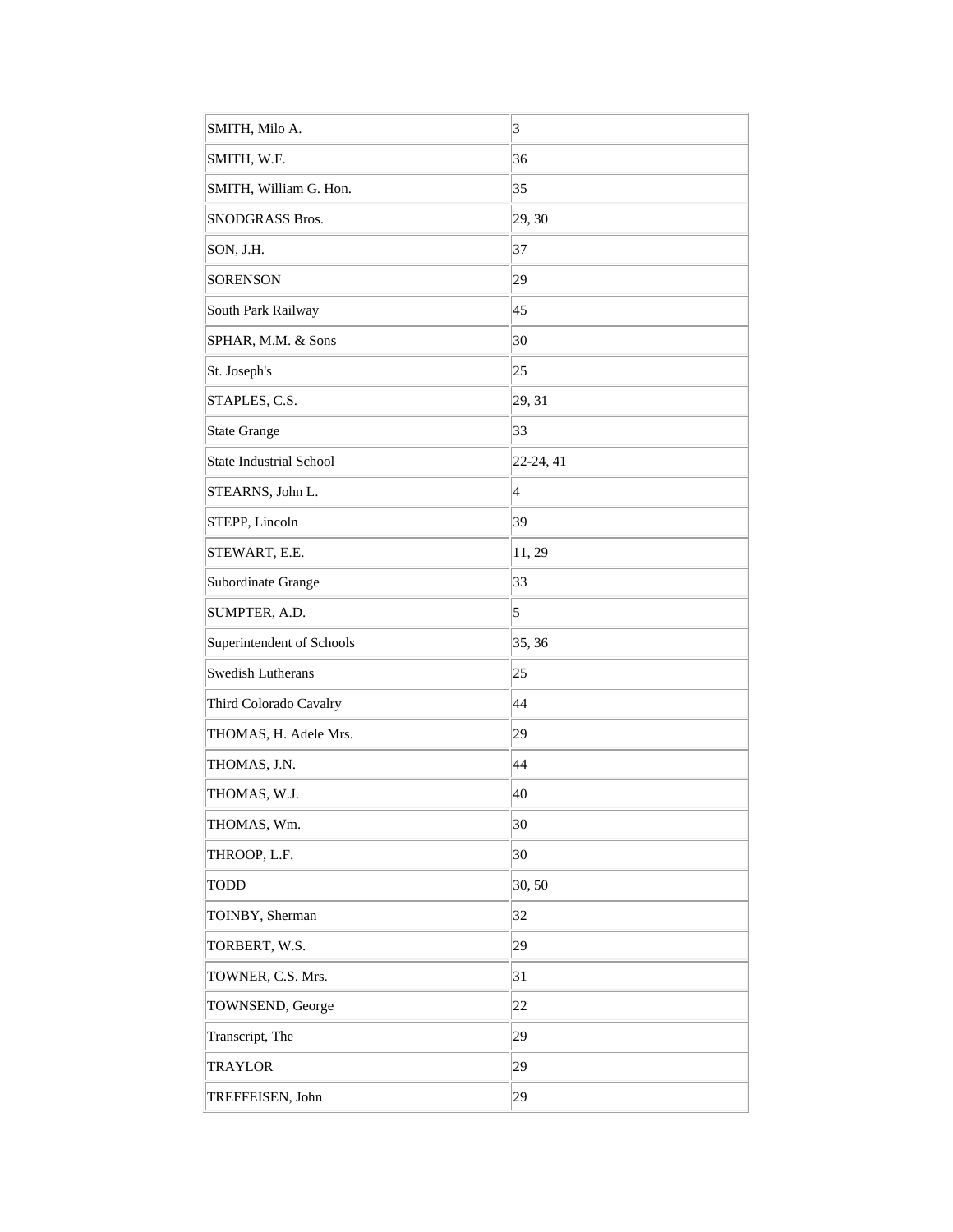| | |
|---|---|
| SMITH, Milo A. | 3 |
| SMITH, W.F. | 36 |
| SMITH, William G. Hon. | 35 |
| SNODGRASS Bros. | 29, 30 |
| SON, J.H. | 37 |
| SORENSON | 29 |
| South Park Railway | 45 |
| SPHAR, M.M. & Sons | 30 |
| St. Joseph's | 25 |
| STAPLES, C.S. | 29, 31 |
| State Grange | 33 |
| State Industrial School | 22-24, 41 |
| STEARNS, John L. | 4 |
| STEPP, Lincoln | 39 |
| STEWART, E.E. | 11, 29 |
| Subordinate Grange | 33 |
| SUMPTER, A.D. | 5 |
| Superintendent of Schools | 35, 36 |
| Swedish Lutherans | 25 |
| Third Colorado Cavalry | 44 |
| THOMAS, H. Adele Mrs. | 29 |
| THOMAS, J.N. | 44 |
| THOMAS, W.J. | 40 |
| THOMAS, Wm. | 30 |
| THROOP, L.F. | 30 |
| TODD | 30, 50 |
| TOINBY, Sherman | 32 |
| TORBERT, W.S. | 29 |
| TOWNER, C.S. Mrs. | 31 |
| TOWNSEND, George | 22 |
| Transcript, The | 29 |
| TRAYLOR | 29 |
| TREFFEISEN, John | 29 |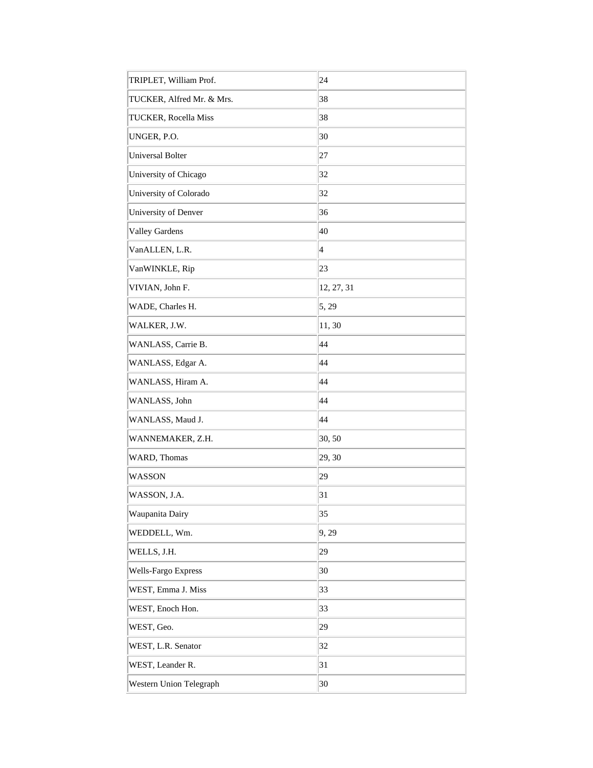| | |
|---|---|
| TRIPLET, William Prof. | 24 |
| TUCKER, Alfred Mr. & Mrs. | 38 |
| TUCKER, Rocella Miss | 38 |
| UNGER, P.O. | 30 |
| Universal Bolter | 27 |
| University of Chicago | 32 |
| University of Colorado | 32 |
| University of Denver | 36 |
| Valley Gardens | 40 |
| VanALLEN, L.R. | 4 |
| VanWINKLE, Rip | 23 |
| VIVIAN, John F. | 12, 27, 31 |
| WADE, Charles H. | 5, 29 |
| WALKER, J.W. | 11, 30 |
| WANLASS, Carrie B. | 44 |
| WANLASS, Edgar A. | 44 |
| WANLASS, Hiram A. | 44 |
| WANLASS, John | 44 |
| WANLASS, Maud J. | 44 |
| WANNEMAKER, Z.H. | 30, 50 |
| WARD, Thomas | 29, 30 |
| WASSON | 29 |
| WASSON, J.A. | 31 |
| Waupanita Dairy | 35 |
| WEDDELL, Wm. | 9, 29 |
| WELLS, J.H. | 29 |
| Wells-Fargo Express | 30 |
| WEST, Emma J. Miss | 33 |
| WEST, Enoch Hon. | 33 |
| WEST, Geo. | 29 |
| WEST, L.R. Senator | 32 |
| WEST, Leander R. | 31 |
| Western Union Telegraph | 30 |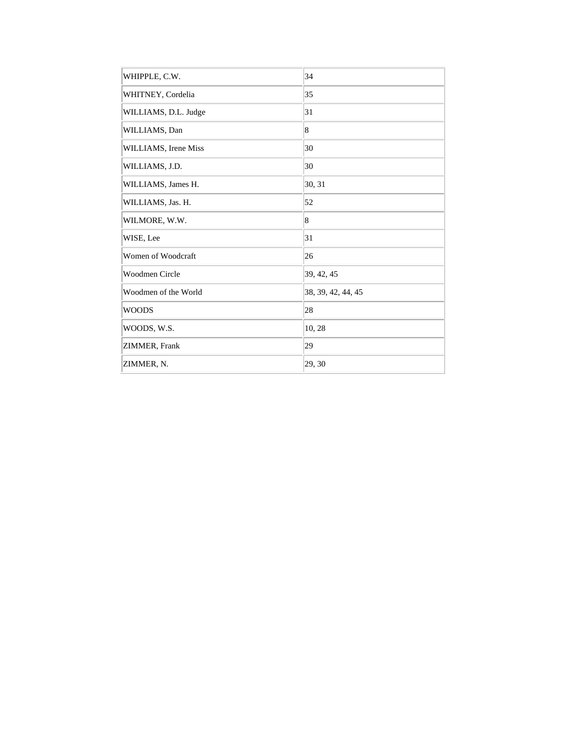| | |
|---|---|
| WHIPPLE, C.W. | 34 |
| WHITNEY, Cordelia | 35 |
| WILLIAMS, D.L. Judge | 31 |
| WILLIAMS, Dan | 8 |
| WILLIAMS, Irene Miss | 30 |
| WILLIAMS, J.D. | 30 |
| WILLIAMS, James H. | 30, 31 |
| WILLIAMS, Jas. H. | 52 |
| WILMORE, W.W. | 8 |
| WISE, Lee | 31 |
| Women of Woodcraft | 26 |
| Woodmen Circle | 39, 42, 45 |
| Woodmen of the World | 38, 39, 42, 44, 45 |
| WOODS | 28 |
| WOODS, W.S. | 10, 28 |
| ZIMMER, Frank | 29 |
| ZIMMER, N. | 29, 30 |